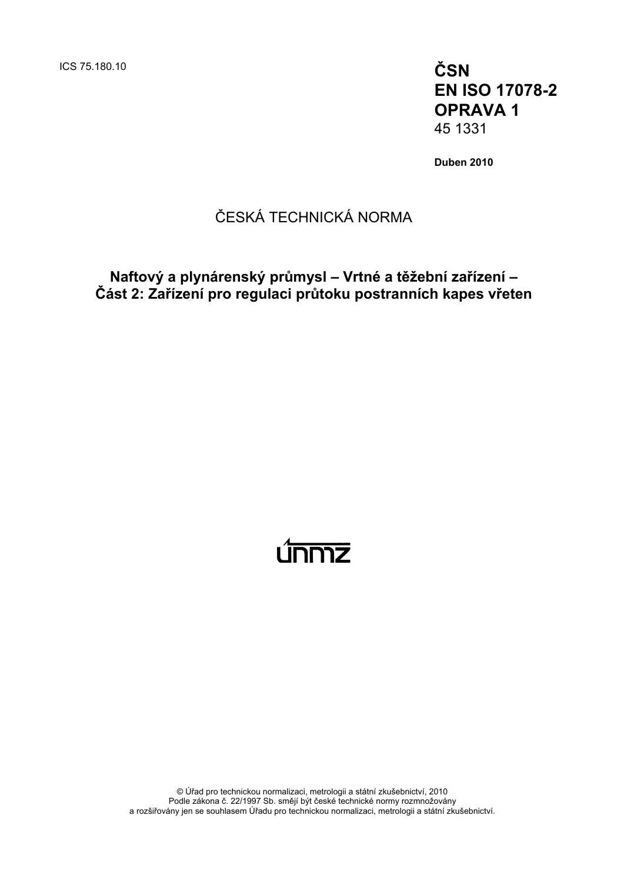ICS 75.180.10

**ČSN**
**EN ISO 17078-2**
**OPRAVA 1**
45 1331

**Duben 2010**

ČESKÁ TECHNICKÁ NORMA

# Naftový a plynárenský průmysl – Vrtné a těžební zařízení – Část 2: Zařízení pro regulaci průtoku postranních kapes vřeten

únmz

© Úřad pro technickou normalizaci, metrologii a státní zkušebnictví, 2010
Podle zákona č. 22/1997 Sb. smějí být české technické normy rozmnožovány
a rozšiřovány jen se souhlasem Úřadu pro technickou normalizaci, metrologii a státní zkušebnictví.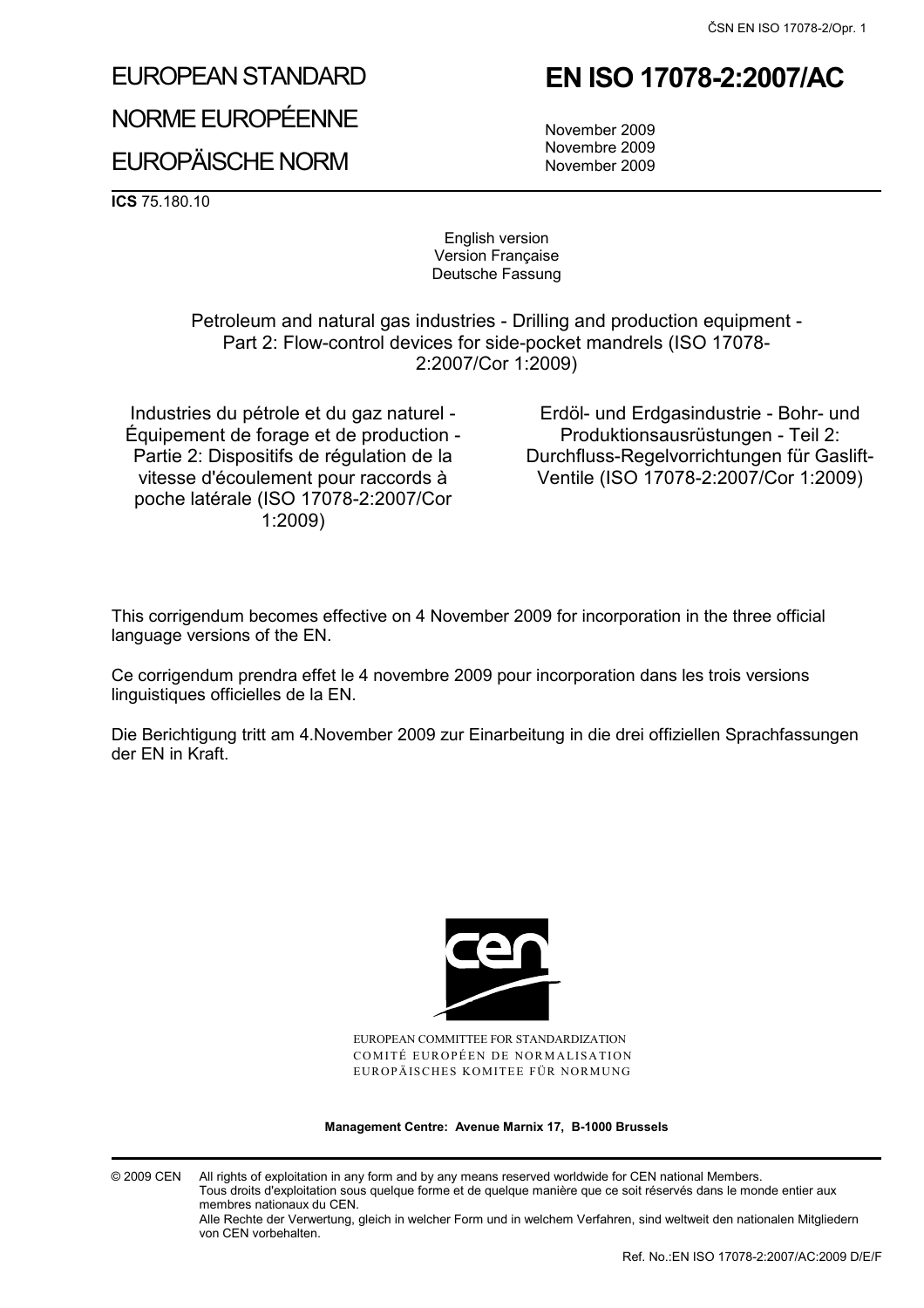# EUROPEAN STANDARD

# NORME EUROPÉENNE

# EUROPÄISCHE NORM

# EN ISO 17078-2:2007/AC

November 2009
Novembre 2009
November 2009

**ICS** 75.180.10

English version
Version Française
Deutsche Fassung

Petroleum and natural gas industries - Drilling and production equipment - Part 2: Flow-control devices for side-pocket mandrels (ISO 17078-2:2007/Cor 1:2009)

Industries du pétrole et du gaz naturel - Équipement de forage et de production - Partie 2: Dispositifs de régulation de la vitesse d'écoulement pour raccords à poche latérale (ISO 17078-2:2007/Cor 1:2009)

Erdöl- und Erdgasindustrie - Bohr- und Produktionsausrüstungen - Teil 2: Durchfluss-Regelvorrichtungen für Gaslift-Ventile (ISO 17078-2:2007/Cor 1:2009)

This corrigendum becomes effective on 4 November 2009 for incorporation in the three official language versions of the EN.

Ce corrigendum prendra effet le 4 novembre 2009 pour incorporation dans les trois versions linguistiques officielles de la EN.

Die Berichtigung tritt am 4.November 2009 zur Einarbeitung in die drei offiziellen Sprachfassungen der EN in Kraft.

EUROPEAN COMMITTEE FOR STANDARDIZATION
COMITÉ EUROPÉEN DE NORMALISATION
EUROPÄISCHES KOMITEE FÜR NORMUNG

**Management Centre: Avenue Marnix 17, B-1000 Brussels**

© 2009 CEN All rights of exploitation in any form and by any means reserved worldwide for CEN national Members.
Tous droits d'exploitation sous quelque forme et de quelque manière que ce soit réservés dans le monde entier aux membres nationaux du CEN.
Alle Rechte der Verwertung, gleich in welcher Form und in welchem Verfahren, sind weltweit den nationalen Mitgliedern von CEN vorbehalten.

Ref. No.:EN ISO 17078-2:2007/AC:2009 D/E/F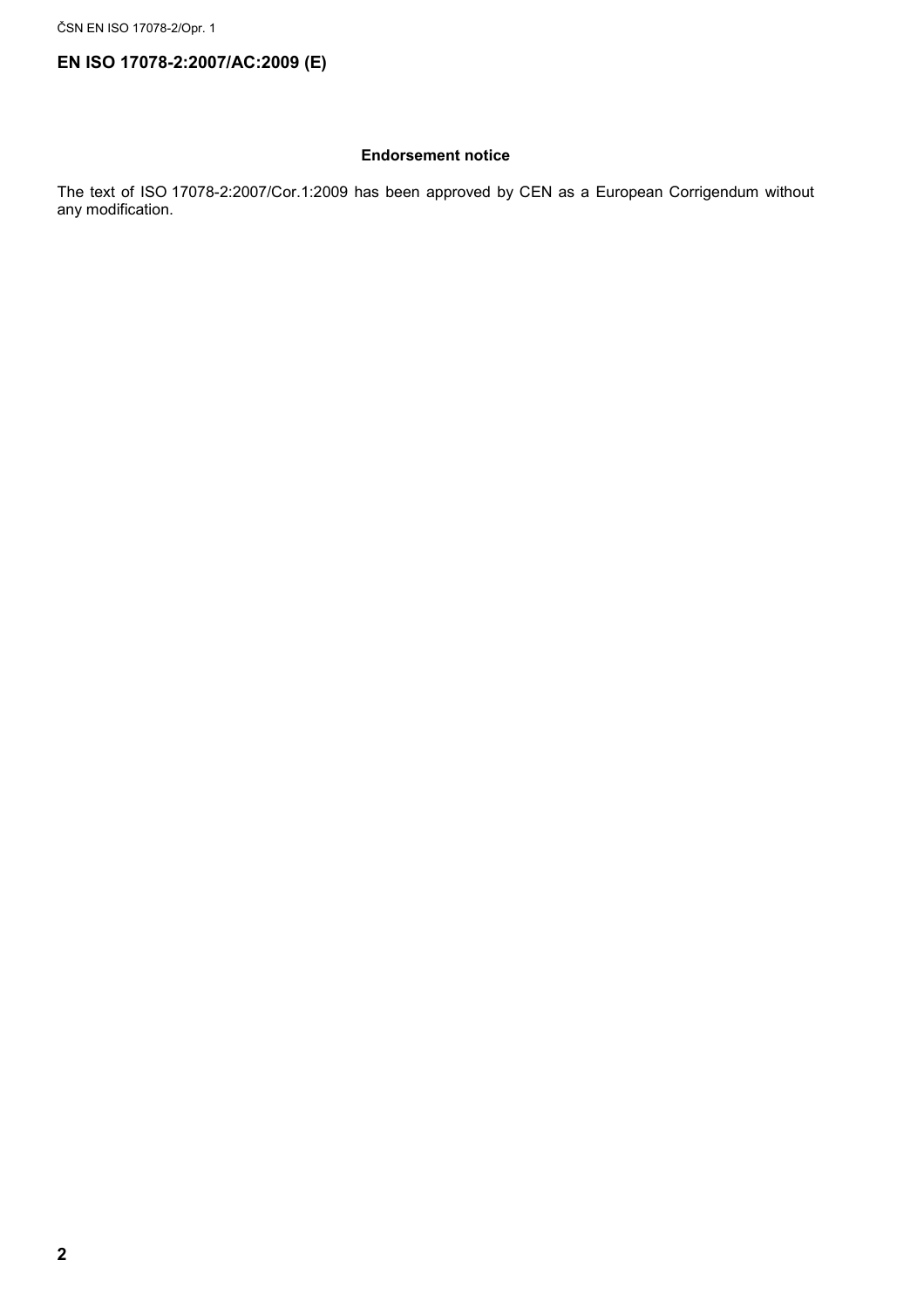**EN ISO 17078-2:2007/AC:2009 (E)**

## Endorsement notice

The text of ISO 17078-2:2007/Cor.1:2009 has been approved by CEN as a European Corrigendum without any modification.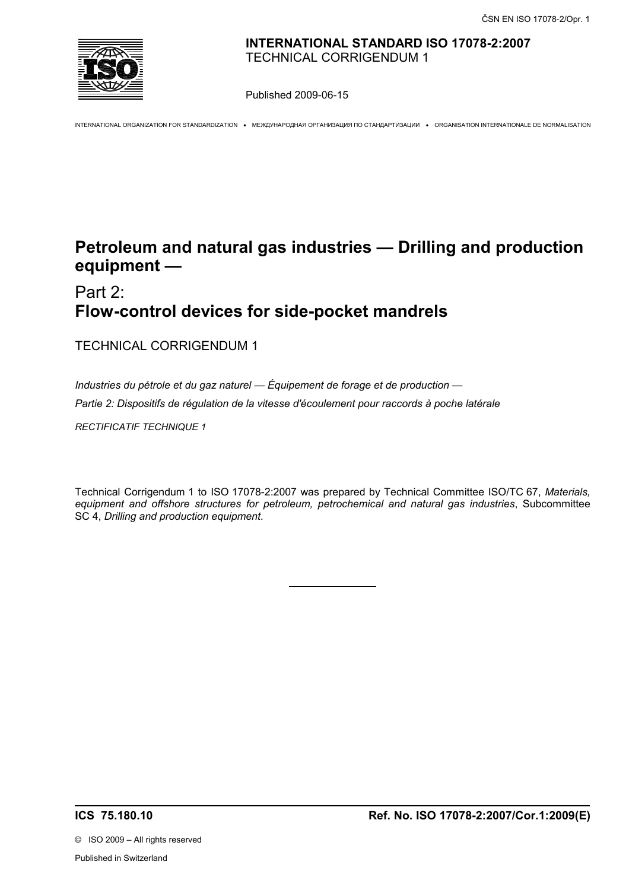**INTERNATIONAL STANDARD ISO 17078-2:2007**
TECHNICAL CORRIGENDUM 1

Published 2009-06-15

INTERNATIONAL ORGANIZATION FOR STANDARDIZATION • МЕЖДУНАРОДНАЯ ОРГАНИЗАЦИЯ ПО СТАНДАРТИЗАЦИИ • ORGANISATION INTERNATIONALE DE NORMALISATION

# Petroleum and natural gas industries — Drilling and production equipment —

## Part 2: **Flow-control devices for side-pocket mandrels**

TECHNICAL CORRIGENDUM 1

*Industries du pétrole et du gaz naturel — Équipement de forage et de production —*

*Partie 2: Dispositifs de régulation de la vitesse d'écoulement pour raccords à poche latérale*

*RECTIFICATIF TECHNIQUE 1*

Technical Corrigendum 1 to ISO 17078-2:2007 was prepared by Technical Committee ISO/TC 67, *Materials, equipment and offshore structures for petroleum, petrochemical and natural gas industries*, Subcommittee SC 4, *Drilling and production equipment*.

---

**ICS 75.180.10** **Ref. No. ISO 17078-2:2007/Cor.1:2009(E)**

© ISO 2009 – All rights reserved

Published in Switzerland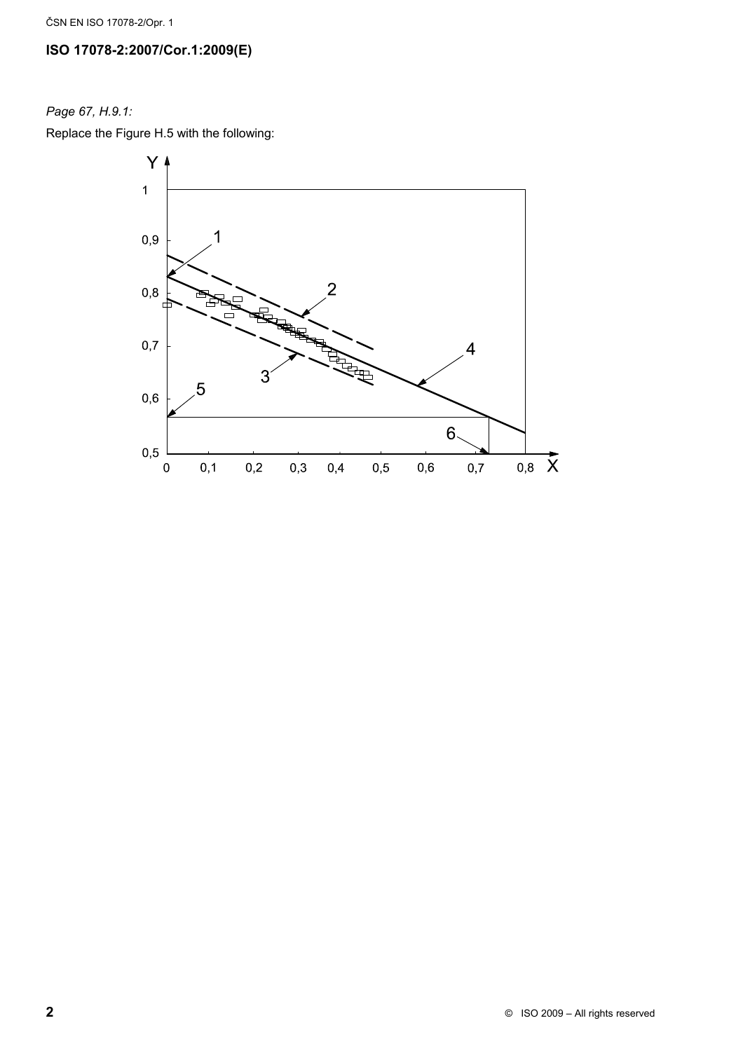**ISO 17078-2:2007/Cor.1:2009(E)**

*Page 67, H.9.1:*

Replace the Figure H.5 with the following: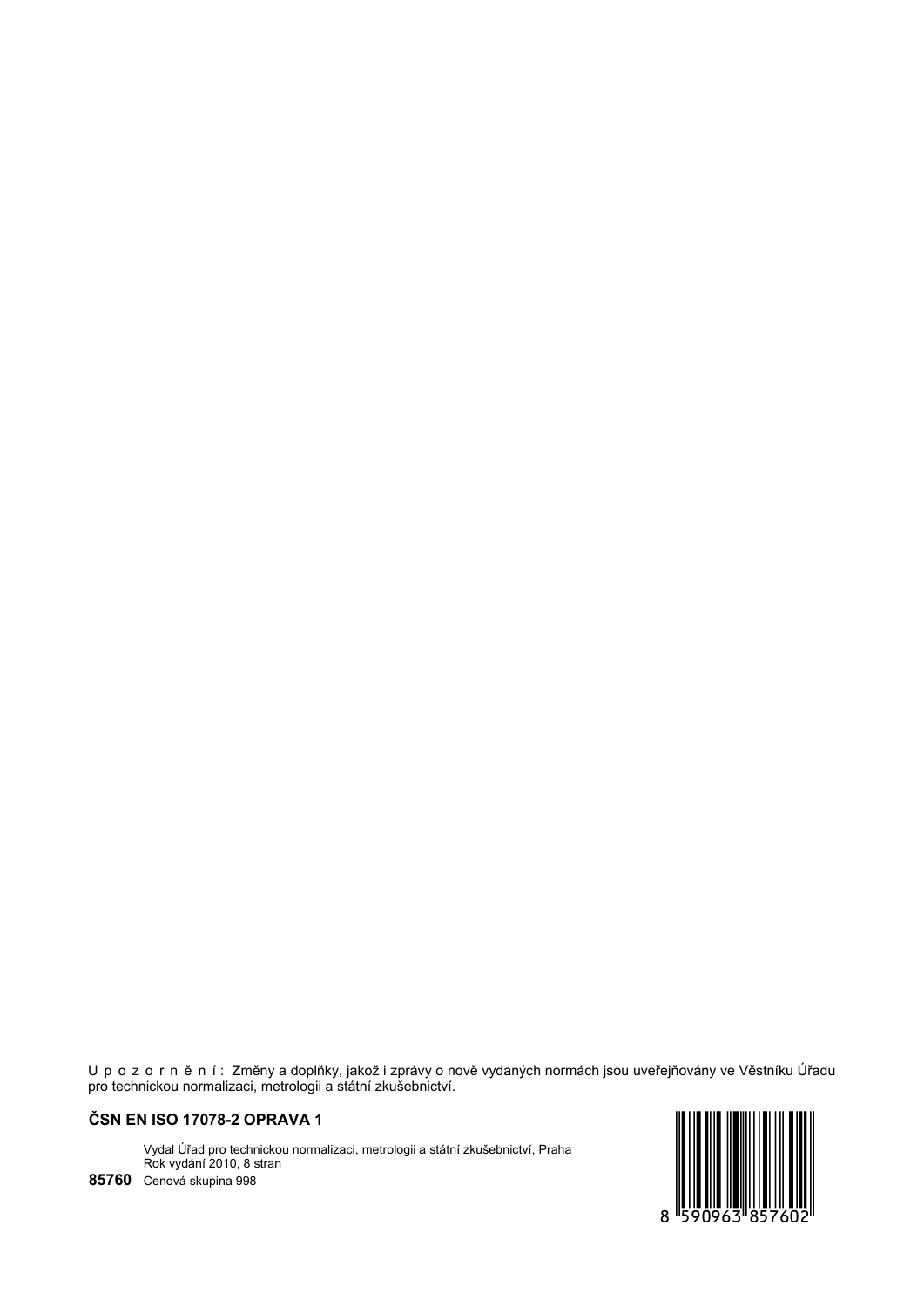U p o z o r n ě n í : Změny a doplňky, jakož i zprávy o nově vydaných normách jsou uveřejňovány ve Věstníku Úřadu pro technickou normalizaci, metrologii a státní zkušebnictví.

**ČSN EN ISO 17078-2 OPRAVA 1**

Vydal Úřad pro technickou normalizaci, metrologii a státní zkušebnictví, Praha
Rok vydání 2010, 8 stran

**85760** Cenová skupina 998

8 590963 857602